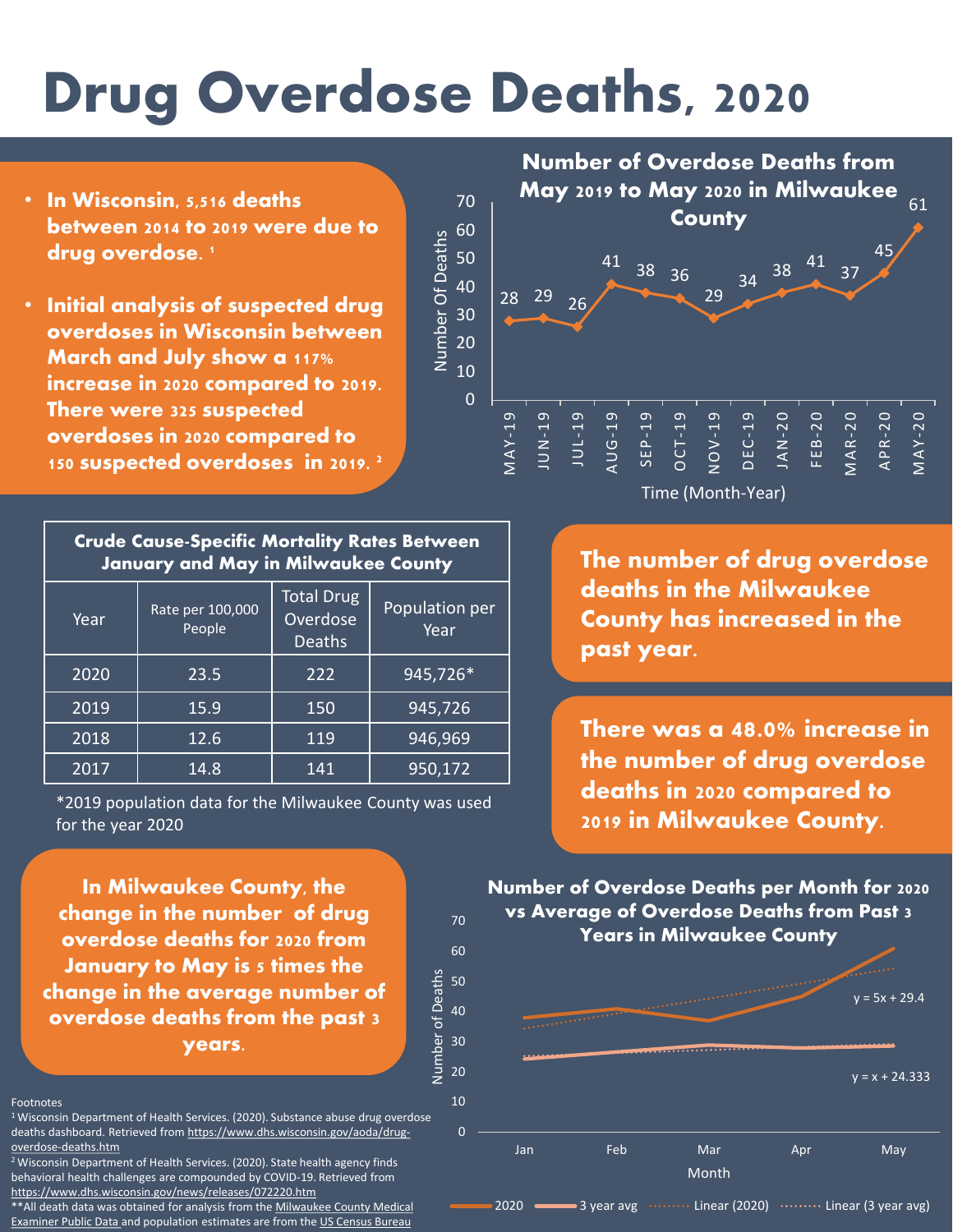# Drug Overdose Deaths, 2020

- **In Wisconsin, 5,516 deaths between 2014 to 2019 were due to drug overdose.** [1]
- **Initial analysis of suspected drug overdoses in Wisconsin between March and July show a 117% increase in 2020 compared to 2019. There were 325 suspected overdoses in 2020 compared to 150 suspected overdoses in 2019.** [2]

**Number of Overdose Deaths from May 2019 to May 2020 in Milwaukee County**

| Time (Month-Year) | Number Of Deaths |
|---|---|
| MAY-19 | 28 |
| JUN-19 | 29 |
| JUL-19 | 26 |
| AUG-19 | 41 |
| SEP-19 | 38 |
| OCT-19 | 36 |
| NOV-19 | 29 |
| DEC-19 | 34 |
| JAN-20 | 38 |
| FEB-20 | 41 |
| MAR-20 | 37 |
| APR-20 | 45 |
| MAY-20 | 61 |

**Crude Cause-Specific Mortality Rates Between January and May in Milwaukee County**

| Year | Rate per 100,000 People | Total Drug Overdose Deaths | Population per Year |
|---|---|---|---|
| 2020 | 23.5 | 222 | 945,726* |
| 2019 | 15.9 | 150 | 945,726 |
| 2018 | 12.6 | 119 | 946,969 |
| 2017 | 14.8 | 141 | 950,172 |

*2019 population data for the Milwaukee County was used for the year 2020

**The number of drug overdose deaths in the Milwaukee County has increased in the past year.**

**There was a 48.0% increase in the number of drug overdose deaths in 2020 compared to 2019 in Milwaukee County.**

**In Milwaukee County, the change in the number of drug overdose deaths for 2020 from January to May is 5 times the change in the average number of overdose deaths from the past 3 years.**

**Number of Overdose Deaths per Month for 2020 vs Average of Overdose Deaths from Past 3 Years in Milwaukee County**

Legend: 2020, 3 year avg, Linear (2020), Linear (3 year avg)

Linear (2020): $y = 5x + 29.4$

Linear (3 year avg): $y = x + 24.333$

Footnotes

[1] Wisconsin Department of Health Services. (2020). Substance abuse drug overdose deaths dashboard. Retrieved from https://www.dhs.wisconsin.gov/aoda/drug-overdose-deaths.htm

[2] Wisconsin Department of Health Services. (2020). State health agency finds behavioral health challenges are compounded by COVID-19. Retrieved from https://www.dhs.wisconsin.gov/news/releases/072220.htm

**All death data was obtained for analysis from the Milwaukee County Medical Examiner Public Data and population estimates are from the US Census Bureau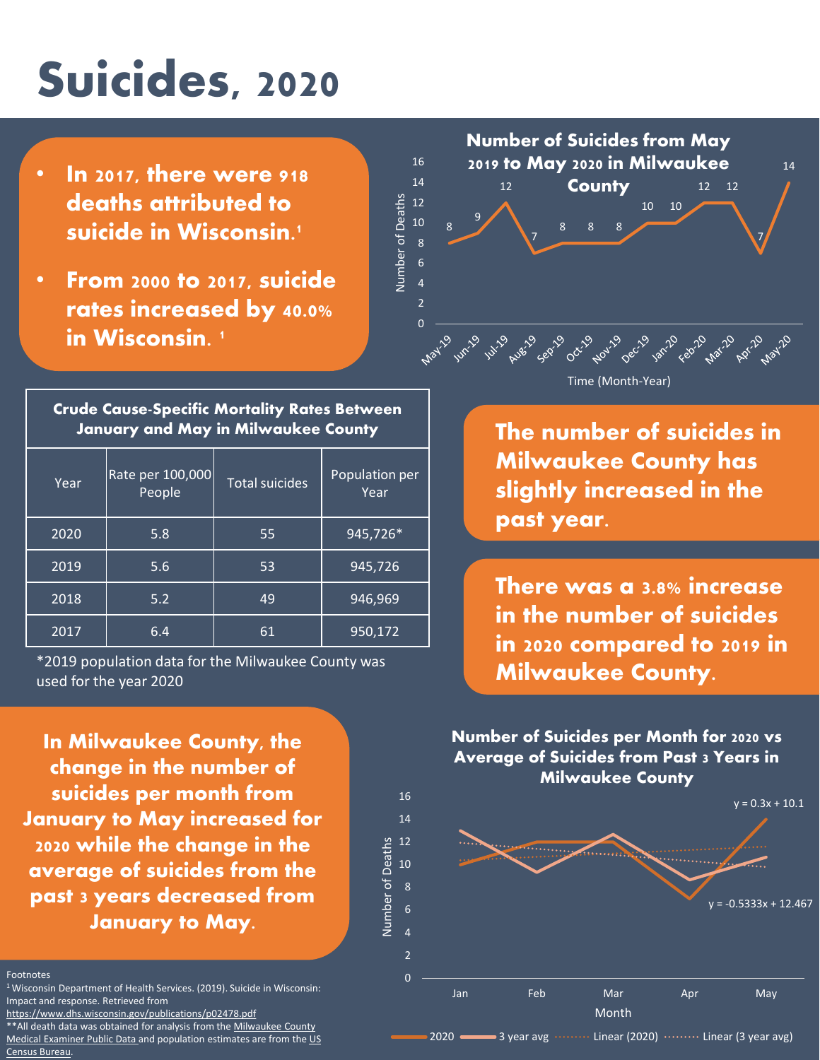# Suicides, 2020

- **In 2017, there were 918 deaths attributed to suicide in Wisconsin.[1]**
- **From 2000 to 2017, suicide rates increased by 40.0% in Wisconsin.[1]**

**Number of Suicides from May 2019 to May 2020 in Milwaukee County**

Number of Deaths

16
14
12
10
8
6
4
2
0

8 9 12 7 8 8 8 10 10 12 12 7 14

May-19 Jun-19 Jul-19 Aug-19 Sep-19 Oct-19 Nov-19 Dec-19 Jan-20 Feb-20 Mar-20 Apr-20 May-20

Time (Month-Year)

| Crude Cause-Specific Mortality Rates Between January and May in Milwaukee County | | | |
|---|---|---|---|
| Year | Rate per 100,000 People | Total suicides | Population per Year |
| 2020 | 5.8 | 55 | 945,726* |
| 2019 | 5.6 | 53 | 945,726 |
| 2018 | 5.2 | 49 | 946,969 |
| 2017 | 6.4 | 61 | 950,172 |

*2019 population data for the Milwaukee County was used for the year 2020

**The number of suicides in Milwaukee County has slightly increased in the past year.**

**There was a 3.8% increase in the number of suicides in 2020 compared to 2019 in Milwaukee County.**

**In Milwaukee County, the change in the number of suicides per month from January to May increased for 2020 while the change in the average of suicides from the past 3 years decreased from January to May.**

**Number of Suicides per Month for 2020 vs Average of Suicides from Past 3 Years in Milwaukee County**

Number of Deaths

16
14
12
10
8
6
4
2
0

y = 0.3x + 10.1

y = -0.5333x + 12.467

Jan Feb Mar Apr May

Month

2020 3 year avg Linear (2020) Linear (3 year avg)

Footnotes

[1] Wisconsin Department of Health Services. (2019). Suicide in Wisconsin: Impact and response. Retrieved from https://www.dhs.wisconsin.gov/publications/p02478.pdf

**All death data was obtained for analysis from the Milwaukee County Medical Examiner Public Data and population estimates are from the US Census Bureau.